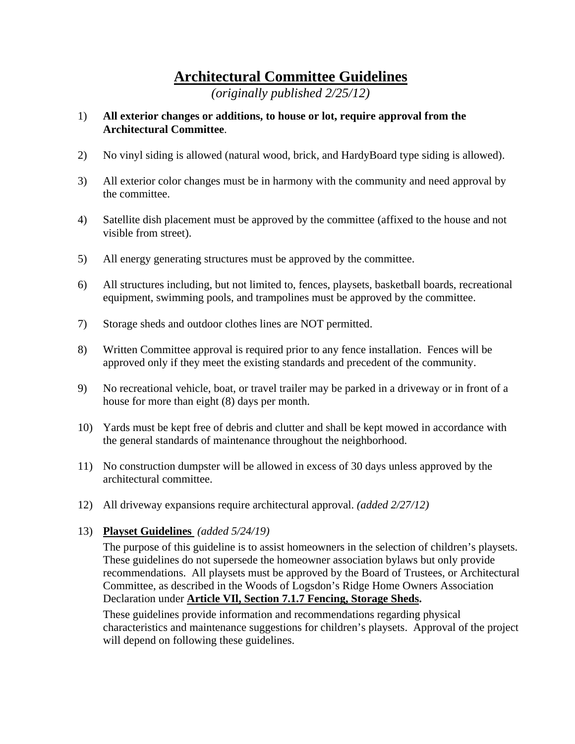# Architectural Committee Guidelines

*(originally published 2/25/12)*

1) **All exterior changes or additions, to house or lot, require approval from the Architectural Committee**.

2) No vinyl siding is allowed (natural wood, brick, and HardyBoard type siding is allowed).

3) All exterior color changes must be in harmony with the community and need approval by the committee.

4) Satellite dish placement must be approved by the committee (affixed to the house and not visible from street).

5) All energy generating structures must be approved by the committee.

6) All structures including, but not limited to, fences, playsets, basketball boards, recreational equipment, swimming pools, and trampolines must be approved by the committee.

7) Storage sheds and outdoor clothes lines are NOT permitted.

8) Written Committee approval is required prior to any fence installation. Fences will be approved only if they meet the existing standards and precedent of the community.

9) No recreational vehicle, boat, or travel trailer may be parked in a driveway or in front of a house for more than eight (8) days per month.

10) Yards must be kept free of debris and clutter and shall be kept mowed in accordance with the general standards of maintenance throughout the neighborhood.

11) No construction dumpster will be allowed in excess of 30 days unless approved by the architectural committee.

12) All driveway expansions require architectural approval. *(added 2/27/12)*

13) **Playset Guidelines** *(added 5/24/19)*

    The purpose of this guideline is to assist homeowners in the selection of children's playsets. These guidelines do not supersede the homeowner association bylaws but only provide recommendations. All playsets must be approved by the Board of Trustees, or Architectural Committee, as described in the Woods of Logsdon's Ridge Home Owners Association Declaration under **Article VIl, Section 7.1.7 Fencing, Storage Sheds.**

    These guidelines provide information and recommendations regarding physical characteristics and maintenance suggestions for children's playsets. Approval of the project will depend on following these guidelines.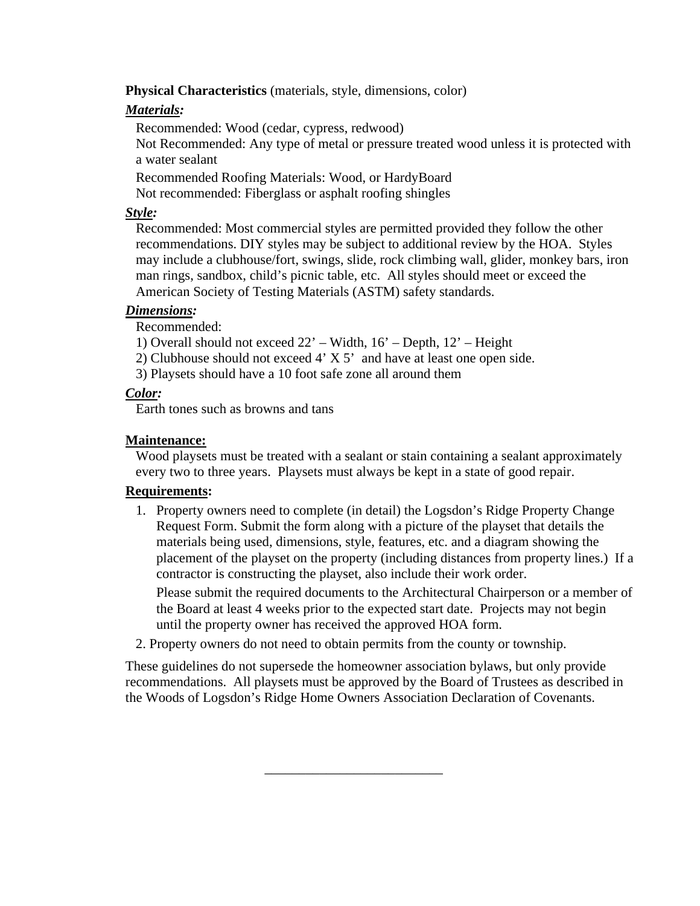**Physical Characteristics** (materials, style, dimensions, color)

***Materials:***

Recommended: Wood (cedar, cypress, redwood)
Not Recommended: Any type of metal or pressure treated wood unless it is protected with a water sealant

Recommended Roofing Materials: Wood, or HardyBoard
Not recommended: Fiberglass or asphalt roofing shingles

***Style:***

Recommended: Most commercial styles are permitted provided they follow the other recommendations. DIY styles may be subject to additional review by the HOA. Styles may include a clubhouse/fort, swings, slide, rock climbing wall, glider, monkey bars, iron man rings, sandbox, child's picnic table, etc. All styles should meet or exceed the American Society of Testing Materials (ASTM) safety standards.

***Dimensions:***

Recommended:
1) Overall should not exceed 22' – Width, 16' – Depth, 12' – Height
2) Clubhouse should not exceed 4' X 5' and have at least one open side.
3) Playsets should have a 10 foot safe zone all around them

***Color:***

Earth tones such as browns and tans

**Maintenance:**

Wood playsets must be treated with a sealant or stain containing a sealant approximately every two to three years. Playsets must always be kept in a state of good repair.

**Requirements:**

1. Property owners need to complete (in detail) the Logsdon's Ridge Property Change Request Form. Submit the form along with a picture of the playset that details the materials being used, dimensions, style, features, etc. and a diagram showing the placement of the playset on the property (including distances from property lines.) If a contractor is constructing the playset, also include their work order.

   Please submit the required documents to the Architectural Chairperson or a member of the Board at least 4 weeks prior to the expected start date. Projects may not begin until the property owner has received the approved HOA form.

2. Property owners do not need to obtain permits from the county or township.

These guidelines do not supersede the homeowner association bylaws, but only provide recommendations. All playsets must be approved by the Board of Trustees as described in the Woods of Logsdon's Ridge Home Owners Association Declaration of Covenants.

___________________________